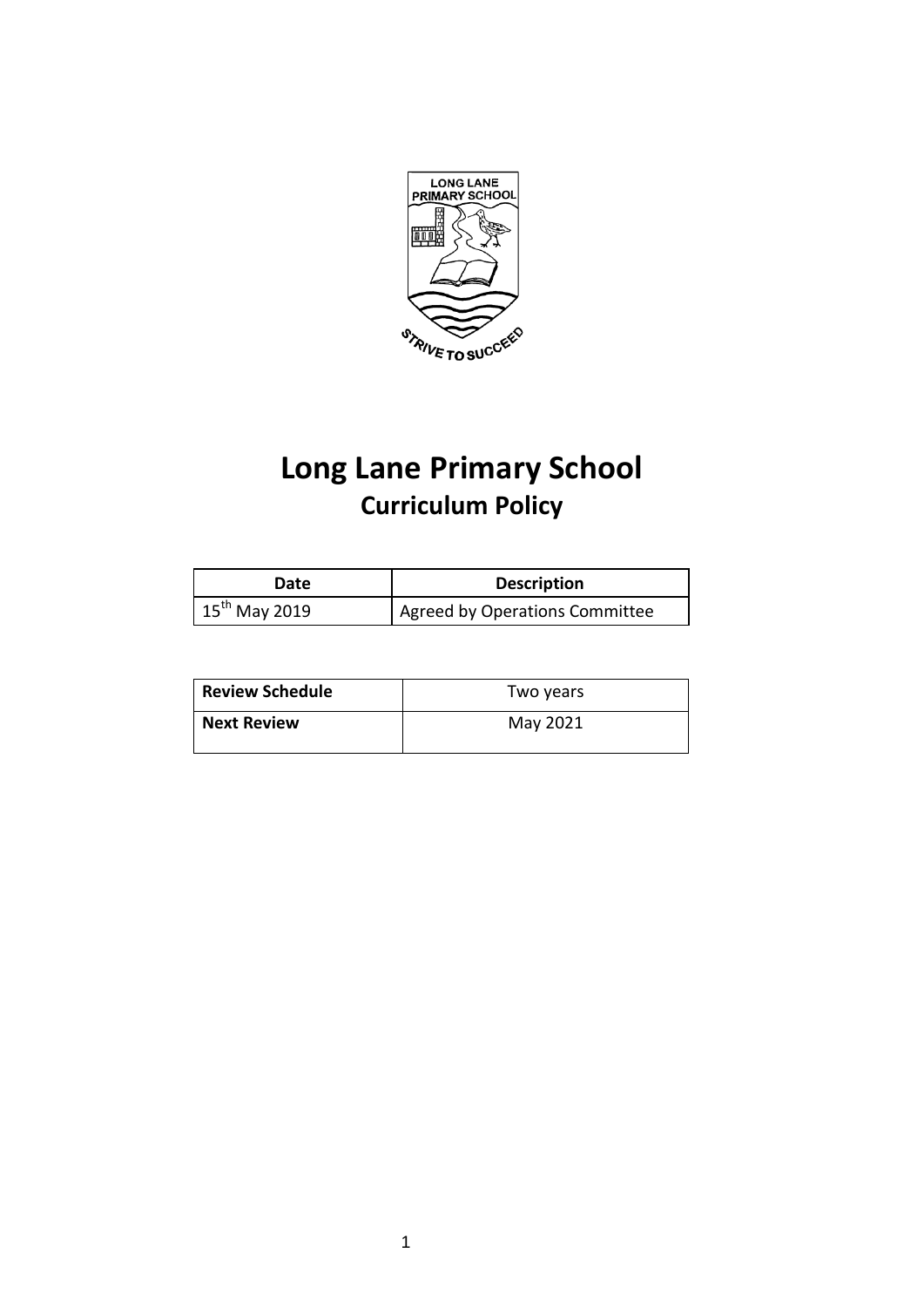# Long Lane Primary School

## Curriculum Policy

| Date | Description |
| --- | --- |
| 15th May 2019 | Agreed by Operations Committee |

| Review Schedule | Two years |
| --- | --- |
| Next Review | May 2021 |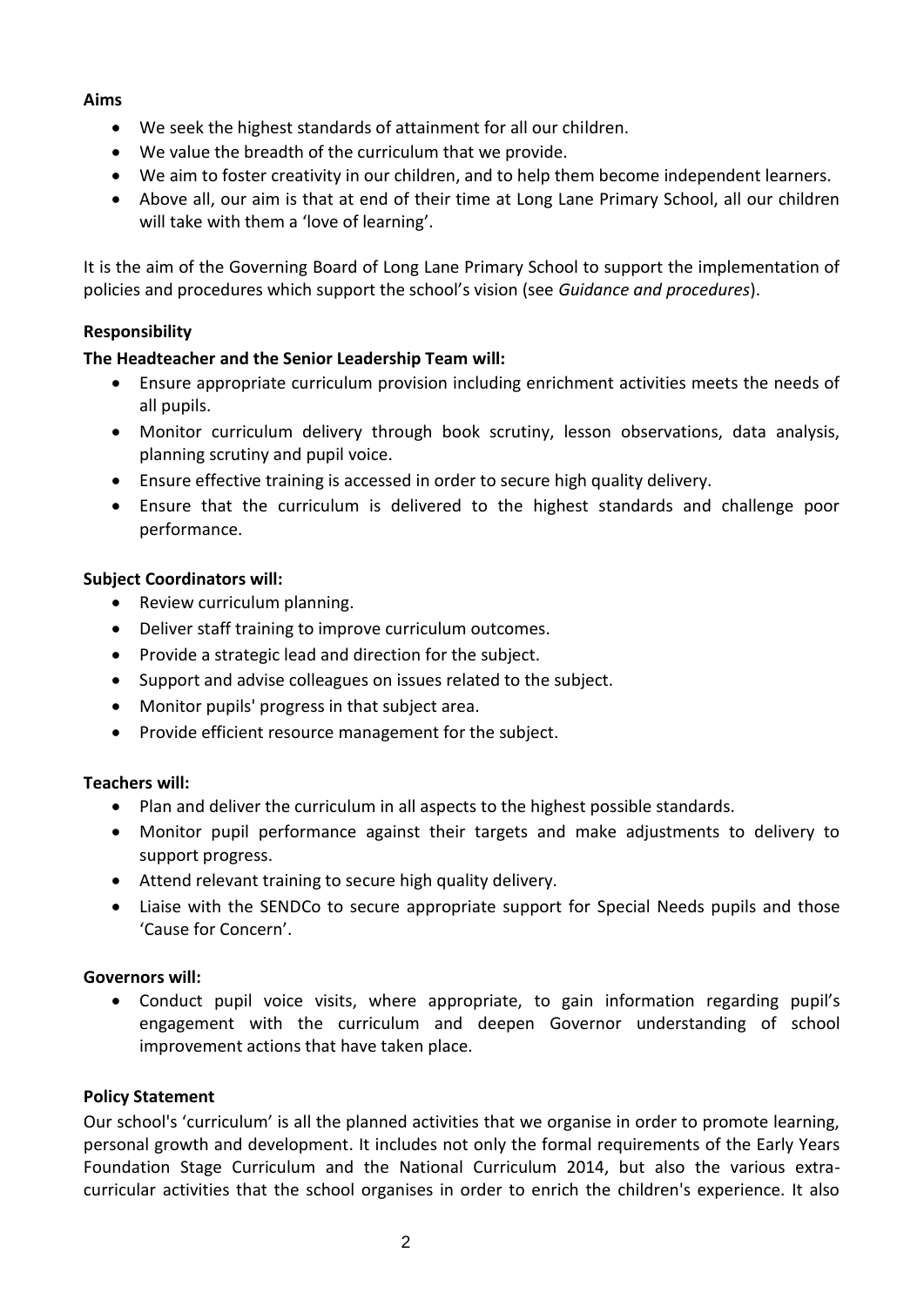**Aims**

- We seek the highest standards of attainment for all our children.
- We value the breadth of the curriculum that we provide.
- We aim to foster creativity in our children, and to help them become independent learners.
- Above all, our aim is that at end of their time at Long Lane Primary School, all our children will take with them a 'love of learning'.

It is the aim of the Governing Board of Long Lane Primary School to support the implementation of policies and procedures which support the school's vision (see *Guidance and procedures*).

**Responsibility**

**The Headteacher and the Senior Leadership Team will:**

- Ensure appropriate curriculum provision including enrichment activities meets the needs of all pupils.
- Monitor curriculum delivery through book scrutiny, lesson observations, data analysis, planning scrutiny and pupil voice.
- Ensure effective training is accessed in order to secure high quality delivery.
- Ensure that the curriculum is delivered to the highest standards and challenge poor performance.

**Subject Coordinators will:**

- Review curriculum planning.
- Deliver staff training to improve curriculum outcomes.
- Provide a strategic lead and direction for the subject.
- Support and advise colleagues on issues related to the subject.
- Monitor pupils' progress in that subject area.
- Provide efficient resource management for the subject.

**Teachers will:**

- Plan and deliver the curriculum in all aspects to the highest possible standards.
- Monitor pupil performance against their targets and make adjustments to delivery to support progress.
- Attend relevant training to secure high quality delivery.
- Liaise with the SENDCo to secure appropriate support for Special Needs pupils and those 'Cause for Concern'.

**Governors will:**

- Conduct pupil voice visits, where appropriate, to gain information regarding pupil's engagement with the curriculum and deepen Governor understanding of school improvement actions that have taken place.

**Policy Statement**

Our school's 'curriculum' is all the planned activities that we organise in order to promote learning, personal growth and development. It includes not only the formal requirements of the Early Years Foundation Stage Curriculum and the National Curriculum 2014, but also the various extra-curricular activities that the school organises in order to enrich the children's experience. It also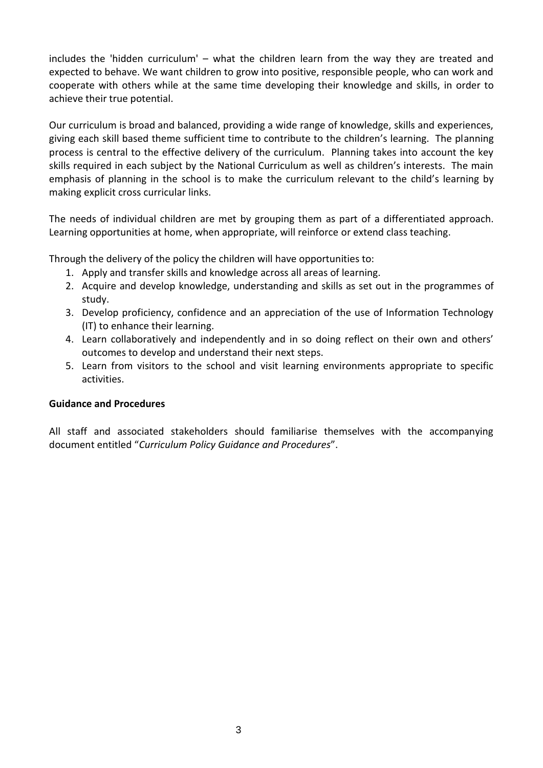includes the 'hidden curriculum' – what the children learn from the way they are treated and expected to behave. We want children to grow into positive, responsible people, who can work and cooperate with others while at the same time developing their knowledge and skills, in order to achieve their true potential.

Our curriculum is broad and balanced, providing a wide range of knowledge, skills and experiences, giving each skill based theme sufficient time to contribute to the children's learning. The planning process is central to the effective delivery of the curriculum. Planning takes into account the key skills required in each subject by the National Curriculum as well as children's interests. The main emphasis of planning in the school is to make the curriculum relevant to the child's learning by making explicit cross curricular links.

The needs of individual children are met by grouping them as part of a differentiated approach. Learning opportunities at home, when appropriate, will reinforce or extend class teaching.

Through the delivery of the policy the children will have opportunities to:

1. Apply and transfer skills and knowledge across all areas of learning.
2. Acquire and develop knowledge, understanding and skills as set out in the programmes of study.
3. Develop proficiency, confidence and an appreciation of the use of Information Technology (IT) to enhance their learning.
4. Learn collaboratively and independently and in so doing reflect on their own and others' outcomes to develop and understand their next steps.
5. Learn from visitors to the school and visit learning environments appropriate to specific activities.

**Guidance and Procedures**

All staff and associated stakeholders should familiarise themselves with the accompanying document entitled "*Curriculum Policy Guidance and Procedures*".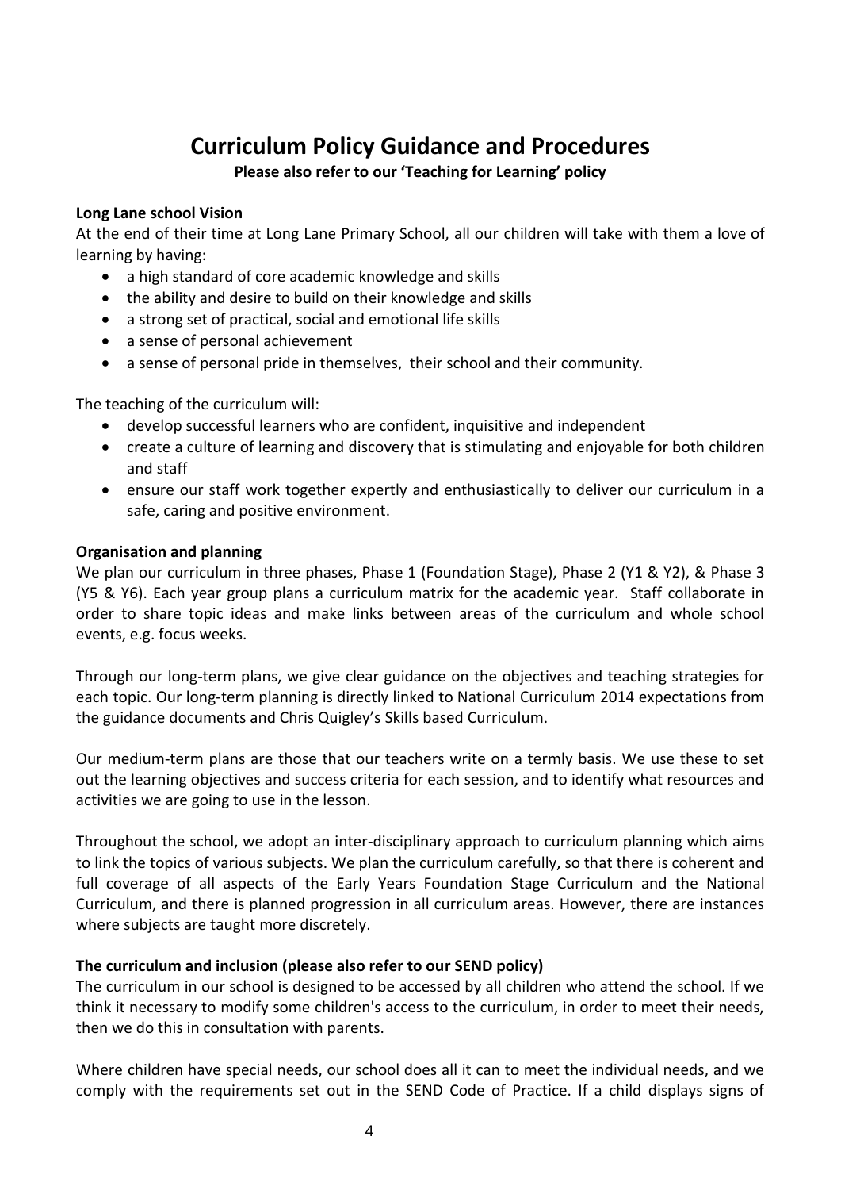# Curriculum Policy Guidance and Procedures

**Please also refer to our 'Teaching for Learning' policy**

**Long Lane school Vision**

At the end of their time at Long Lane Primary School, all our children will take with them a love of learning by having:

- a high standard of core academic knowledge and skills
- the ability and desire to build on their knowledge and skills
- a strong set of practical, social and emotional life skills
- a sense of personal achievement
- a sense of personal pride in themselves, their school and their community.

The teaching of the curriculum will:

- develop successful learners who are confident, inquisitive and independent
- create a culture of learning and discovery that is stimulating and enjoyable for both children and staff
- ensure our staff work together expertly and enthusiastically to deliver our curriculum in a safe, caring and positive environment.

**Organisation and planning**

We plan our curriculum in three phases, Phase 1 (Foundation Stage), Phase 2 (Y1 & Y2), & Phase 3 (Y5 & Y6). Each year group plans a curriculum matrix for the academic year. Staff collaborate in order to share topic ideas and make links between areas of the curriculum and whole school events, e.g. focus weeks.

Through our long-term plans, we give clear guidance on the objectives and teaching strategies for each topic. Our long-term planning is directly linked to National Curriculum 2014 expectations from the guidance documents and Chris Quigley's Skills based Curriculum.

Our medium-term plans are those that our teachers write on a termly basis. We use these to set out the learning objectives and success criteria for each session, and to identify what resources and activities we are going to use in the lesson.

Throughout the school, we adopt an inter-disciplinary approach to curriculum planning which aims to link the topics of various subjects. We plan the curriculum carefully, so that there is coherent and full coverage of all aspects of the Early Years Foundation Stage Curriculum and the National Curriculum, and there is planned progression in all curriculum areas. However, there are instances where subjects are taught more discretely.

**The curriculum and inclusion (please also refer to our SEND policy)**

The curriculum in our school is designed to be accessed by all children who attend the school. If we think it necessary to modify some children's access to the curriculum, in order to meet their needs, then we do this in consultation with parents.

Where children have special needs, our school does all it can to meet the individual needs, and we comply with the requirements set out in the SEND Code of Practice. If a child displays signs of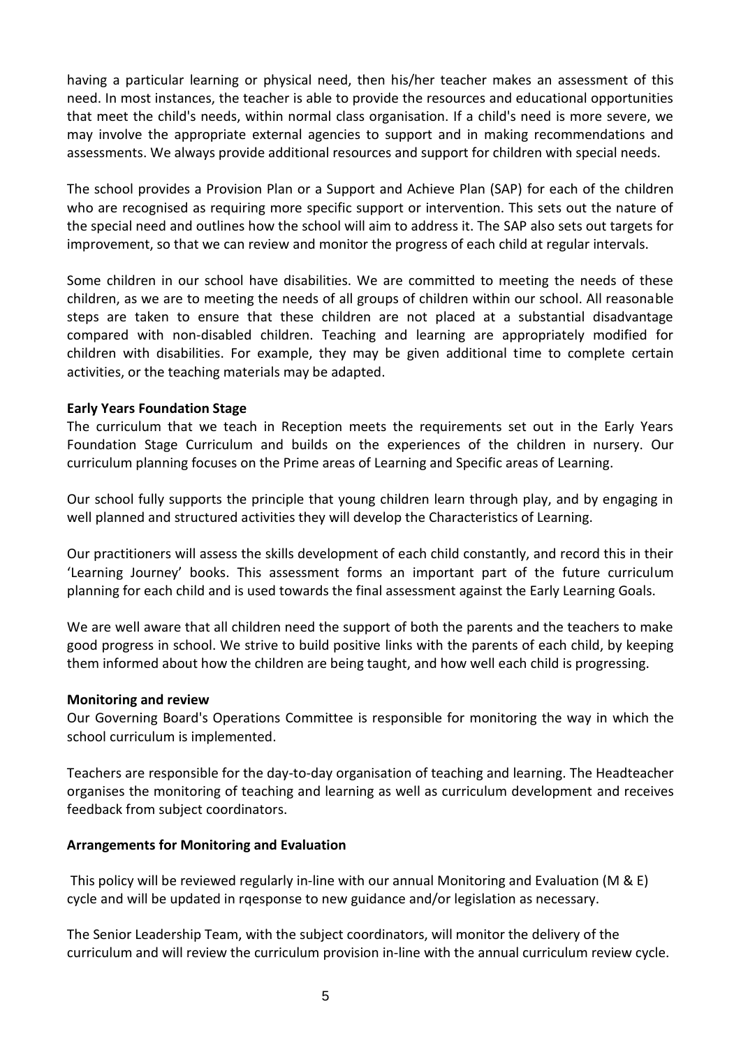having a particular learning or physical need, then his/her teacher makes an assessment of this need. In most instances, the teacher is able to provide the resources and educational opportunities that meet the child's needs, within normal class organisation. If a child's need is more severe, we may involve the appropriate external agencies to support and in making recommendations and assessments. We always provide additional resources and support for children with special needs.

The school provides a Provision Plan or a Support and Achieve Plan (SAP) for each of the children who are recognised as requiring more specific support or intervention. This sets out the nature of the special need and outlines how the school will aim to address it. The SAP also sets out targets for improvement, so that we can review and monitor the progress of each child at regular intervals.

Some children in our school have disabilities. We are committed to meeting the needs of these children, as we are to meeting the needs of all groups of children within our school. All reasonable steps are taken to ensure that these children are not placed at a substantial disadvantage compared with non-disabled children. Teaching and learning are appropriately modified for children with disabilities. For example, they may be given additional time to complete certain activities, or the teaching materials may be adapted.

**Early Years Foundation Stage**

The curriculum that we teach in Reception meets the requirements set out in the Early Years Foundation Stage Curriculum and builds on the experiences of the children in nursery. Our curriculum planning focuses on the Prime areas of Learning and Specific areas of Learning.

Our school fully supports the principle that young children learn through play, and by engaging in well planned and structured activities they will develop the Characteristics of Learning.

Our practitioners will assess the skills development of each child constantly, and record this in their 'Learning Journey' books. This assessment forms an important part of the future curriculum planning for each child and is used towards the final assessment against the Early Learning Goals.

We are well aware that all children need the support of both the parents and the teachers to make good progress in school. We strive to build positive links with the parents of each child, by keeping them informed about how the children are being taught, and how well each child is progressing.

**Monitoring and review**

Our Governing Board's Operations Committee is responsible for monitoring the way in which the school curriculum is implemented.

Teachers are responsible for the day-to-day organisation of teaching and learning. The Headteacher organises the monitoring of teaching and learning as well as curriculum development and receives feedback from subject coordinators.

**Arrangements for Monitoring and Evaluation**

This policy will be reviewed regularly in-line with our annual Monitoring and Evaluation (M & E) cycle and will be updated in rqesponse to new guidance and/or legislation as necessary.

The Senior Leadership Team, with the subject coordinators, will monitor the delivery of the curriculum and will review the curriculum provision in-line with the annual curriculum review cycle.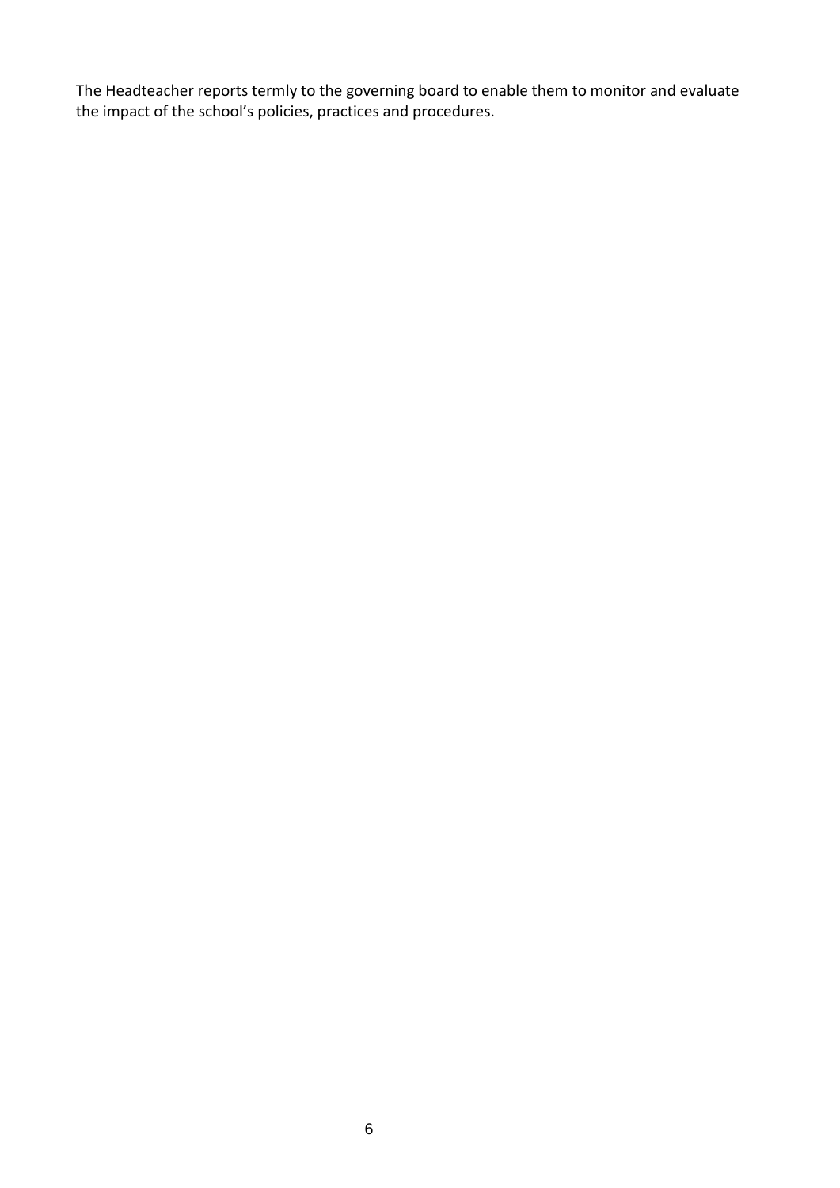The Headteacher reports termly to the governing board to enable them to monitor and evaluate the impact of the school's policies, practices and procedures.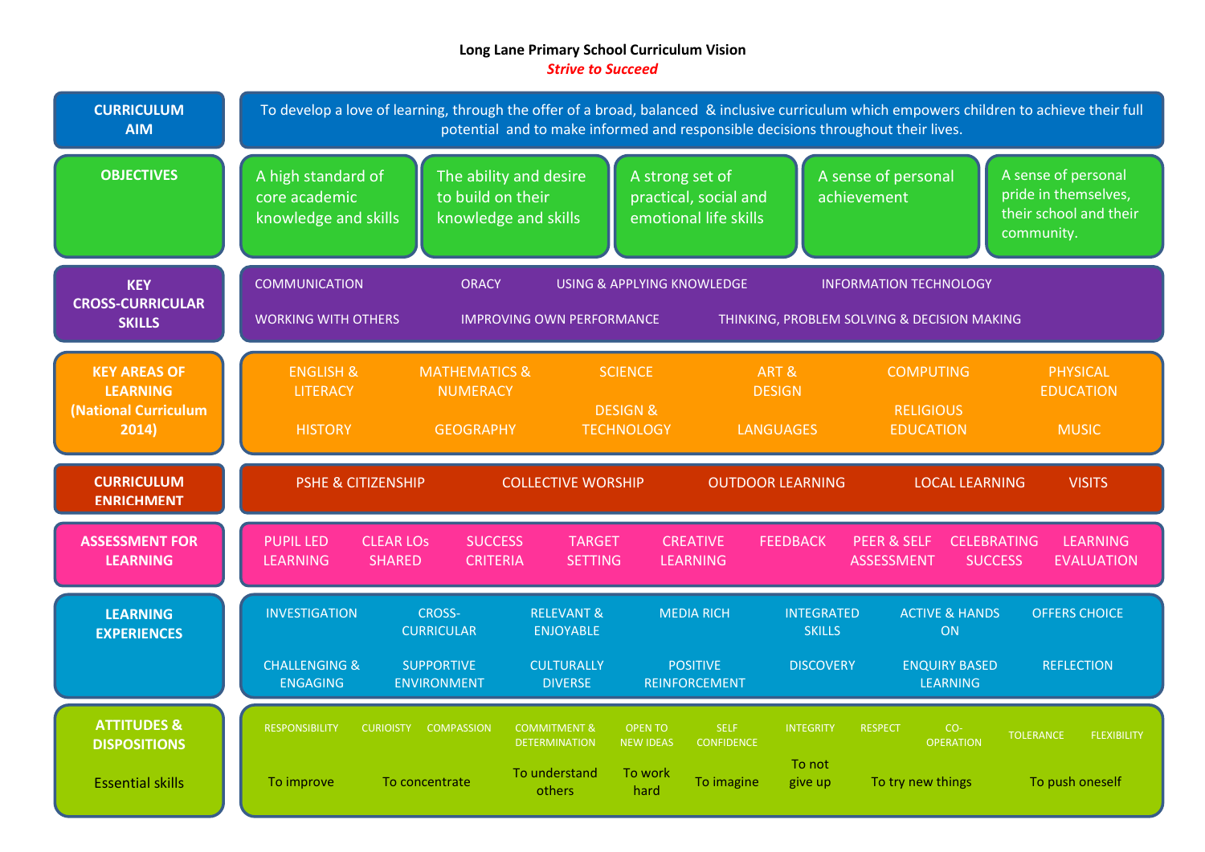# Long Lane Primary School Curriculum Vision

***Strive to Succeed***

| | |
|---|---|
| **CURRICULUM AIM** | To develop a love of learning, through the offer of a broad, balanced & inclusive curriculum which empowers children to achieve their full potential and to make informed and responsible decisions throughout their lives. |
| **OBJECTIVES** | A high standard of core academic knowledge and skills; The ability and desire to build on their knowledge and skills; A strong set of practical, social and emotional life skills; A sense of personal achievement; A sense of personal pride in themselves, their school and their community. |
| **KEY CROSS-CURRICULAR SKILLS** | COMMUNICATION; ORACY; USING & APPLYING KNOWLEDGE; INFORMATION TECHNOLOGY; WORKING WITH OTHERS; IMPROVING OWN PERFORMANCE; THINKING, PROBLEM SOLVING & DECISION MAKING |
| **KEY AREAS OF LEARNING (National Curriculum 2014)** | ENGLISH & LITERACY; MATHEMATICS & NUMERACY; SCIENCE; ART & DESIGN; COMPUTING; PHYSICAL EDUCATION; HISTORY; GEOGRAPHY; DESIGN & TECHNOLOGY; LANGUAGES; RELIGIOUS EDUCATION; MUSIC |
| **CURRICULUM ENRICHMENT** | PSHE & CITIZENSHIP; COLLECTIVE WORSHIP; OUTDOOR LEARNING; LOCAL LEARNING; VISITS |
| **ASSESSMENT FOR LEARNING** | PUPIL LED LEARNING; CLEAR LOs SHARED; SUCCESS CRITERIA; TARGET SETTING; CREATIVE LEARNING; FEEDBACK; PEER & SELF ASSESSMENT; CELEBRATING SUCCESS; LEARNING EVALUATION |
| **LEARNING EXPERIENCES** | INVESTIGATION; CROSS-CURRICULAR; RELEVANT & ENJOYABLE; MEDIA RICH; INTEGRATED SKILLS; ACTIVE & HANDS ON; OFFERS CHOICE; CHALLENGING & ENGAGING; SUPPORTIVE ENVIRONMENT; CULTURALLY DIVERSE; POSITIVE REINFORCEMENT; DISCOVERY; ENQUIRY BASED LEARNING; REFLECTION |
| **ATTITUDES & DISPOSITIONS** | RESPONSIBILITY; CURIOISTY; COMPASSION; COMMITMENT & DETERMINATION; OPEN TO NEW IDEAS; SELF CONFIDENCE; INTEGRITY; RESPECT; CO-OPERATION; TOLERANCE; FLEXIBILITY |
| Essential skills | To improve; To concentrate; To understand others; To work hard; To imagine; To not give up; To try new things; To push oneself |